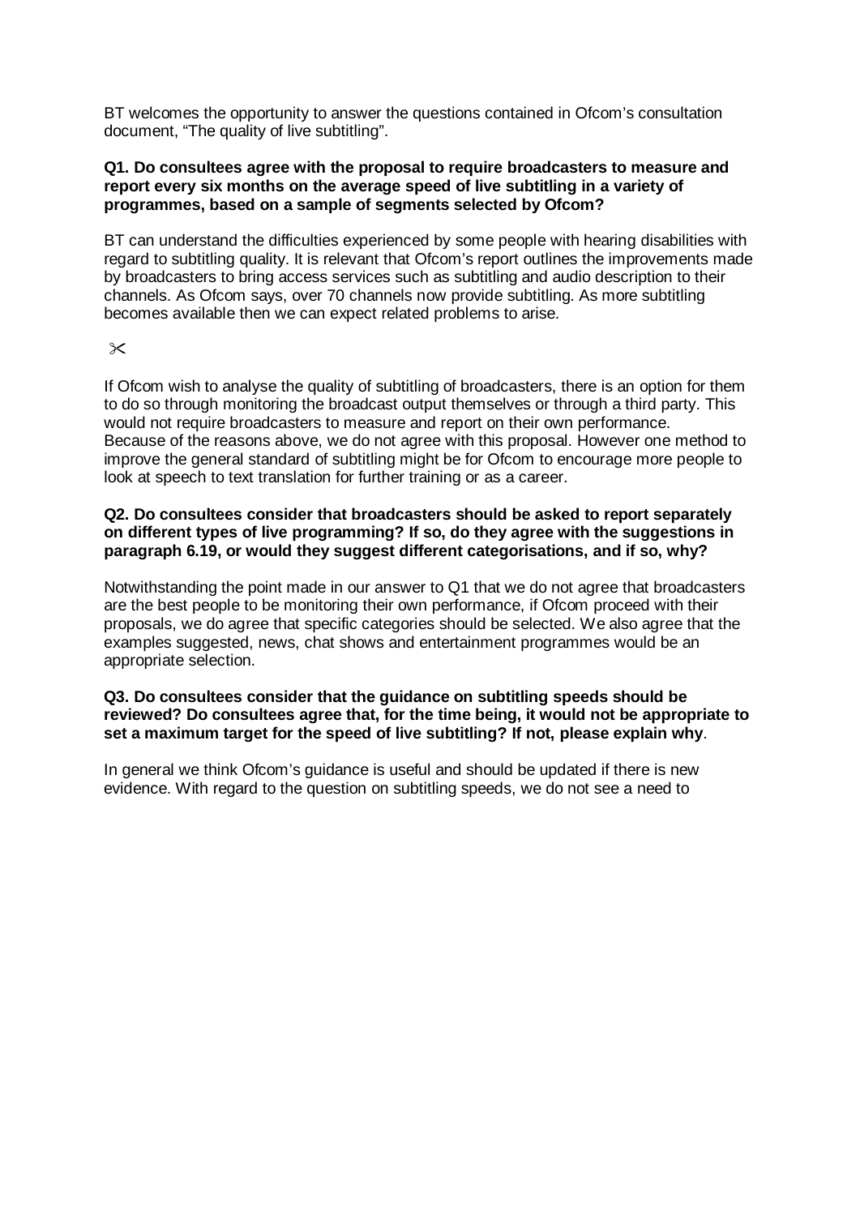BT welcomes the opportunity to answer the questions contained in Ofcom's consultation document, "The quality of live subtitling".

**Q1. Do consultees agree with the proposal to require broadcasters to measure and report every six months on the average speed of live subtitling in a variety of programmes, based on a sample of segments selected by Ofcom?**

BT can understand the difficulties experienced by some people with hearing disabilities with regard to subtitling quality. It is relevant that Ofcom's report outlines the improvements made by broadcasters to bring access services such as subtitling and audio description to their channels. As Ofcom says, over 70 channels now provide subtitling. As more subtitling becomes available then we can expect related problems to arise.

✂

If Ofcom wish to analyse the quality of subtitling of broadcasters, there is an option for them to do so through monitoring the broadcast output themselves or through a third party. This would not require broadcasters to measure and report on their own performance.
Because of the reasons above, we do not agree with this proposal. However one method to improve the general standard of subtitling might be for Ofcom to encourage more people to look at speech to text translation for further training or as a career.

**Q2. Do consultees consider that broadcasters should be asked to report separately on different types of live programming? If so, do they agree with the suggestions in paragraph 6.19, or would they suggest different categorisations, and if so, why?**

Notwithstanding the point made in our answer to Q1 that we do not agree that broadcasters are the best people to be monitoring their own performance, if Ofcom proceed with their proposals, we do agree that specific categories should be selected. We also agree that the examples suggested, news, chat shows and entertainment programmes would be an appropriate selection.

**Q3. Do consultees consider that the guidance on subtitling speeds should be reviewed? Do consultees agree that, for the time being, it would not be appropriate to set a maximum target for the speed of live subtitling? If not, please explain why**.

In general we think Ofcom's guidance is useful and should be updated if there is new evidence. With regard to the question on subtitling speeds, we do not see a need to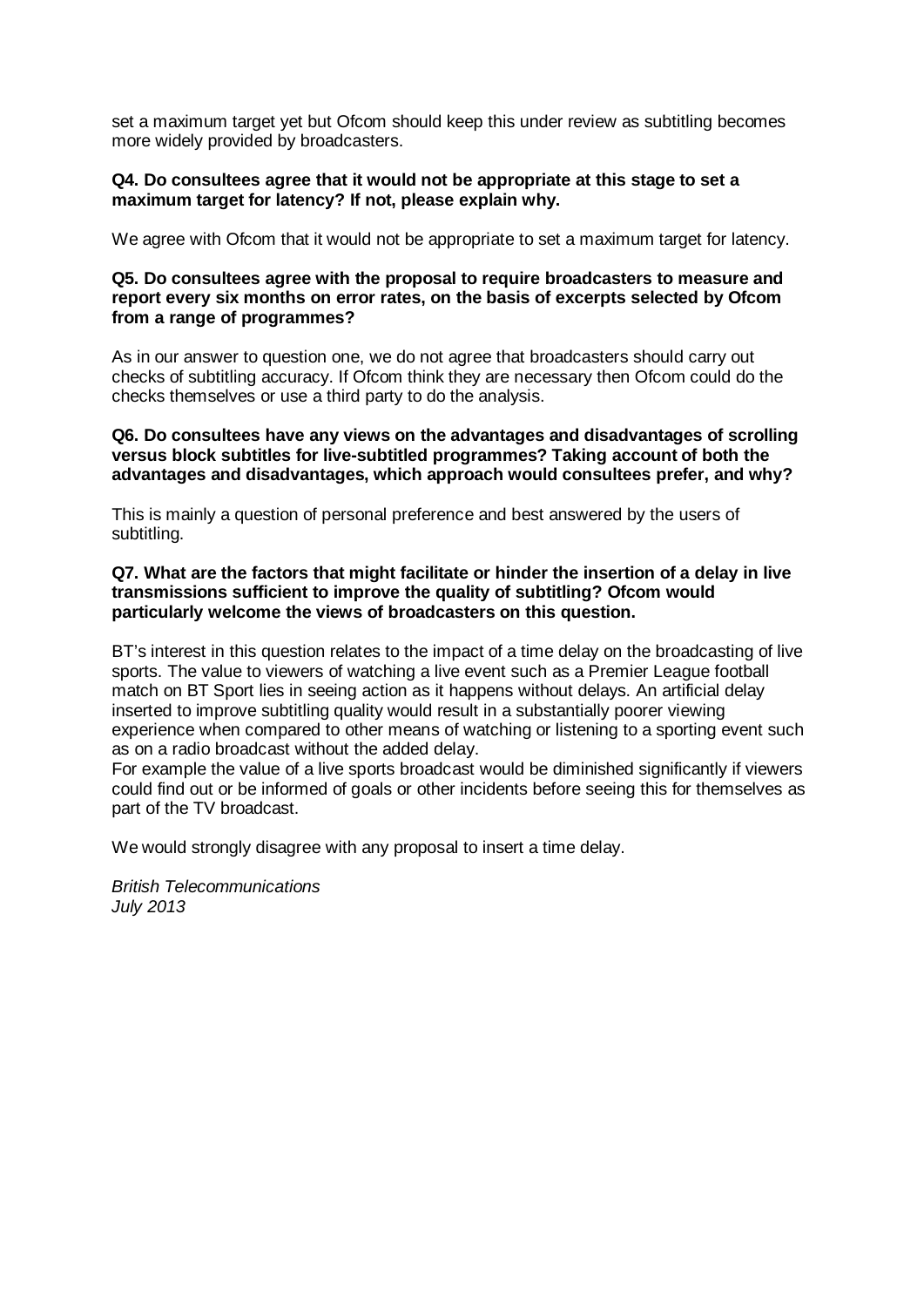set a maximum target yet but Ofcom should keep this under review as subtitling becomes more widely provided by broadcasters.

**Q4. Do consultees agree that it would not be appropriate at this stage to set a maximum target for latency? If not, please explain why.**

We agree with Ofcom that it would not be appropriate to set a maximum target for latency.

**Q5. Do consultees agree with the proposal to require broadcasters to measure and report every six months on error rates, on the basis of excerpts selected by Ofcom from a range of programmes?**

As in our answer to question one, we do not agree that broadcasters should carry out checks of subtitling accuracy. If Ofcom think they are necessary then Ofcom could do the checks themselves or use a third party to do the analysis.

**Q6. Do consultees have any views on the advantages and disadvantages of scrolling versus block subtitles for live-subtitled programmes? Taking account of both the advantages and disadvantages, which approach would consultees prefer, and why?**

This is mainly a question of personal preference and best answered by the users of subtitling.

**Q7. What are the factors that might facilitate or hinder the insertion of a delay in live transmissions sufficient to improve the quality of subtitling? Ofcom would particularly welcome the views of broadcasters on this question.**

BT's interest in this question relates to the impact of a time delay on the broadcasting of live sports. The value to viewers of watching a live event such as a Premier League football match on BT Sport lies in seeing action as it happens without delays. An artificial delay inserted to improve subtitling quality would result in a substantially poorer viewing experience when compared to other means of watching or listening to a sporting event such as on a radio broadcast without the added delay.
For example the value of a live sports broadcast would be diminished significantly if viewers could find out or be informed of goals or other incidents before seeing this for themselves as part of the TV broadcast.

We would strongly disagree with any proposal to insert a time delay.

*British Telecommunications*
*July 2013*